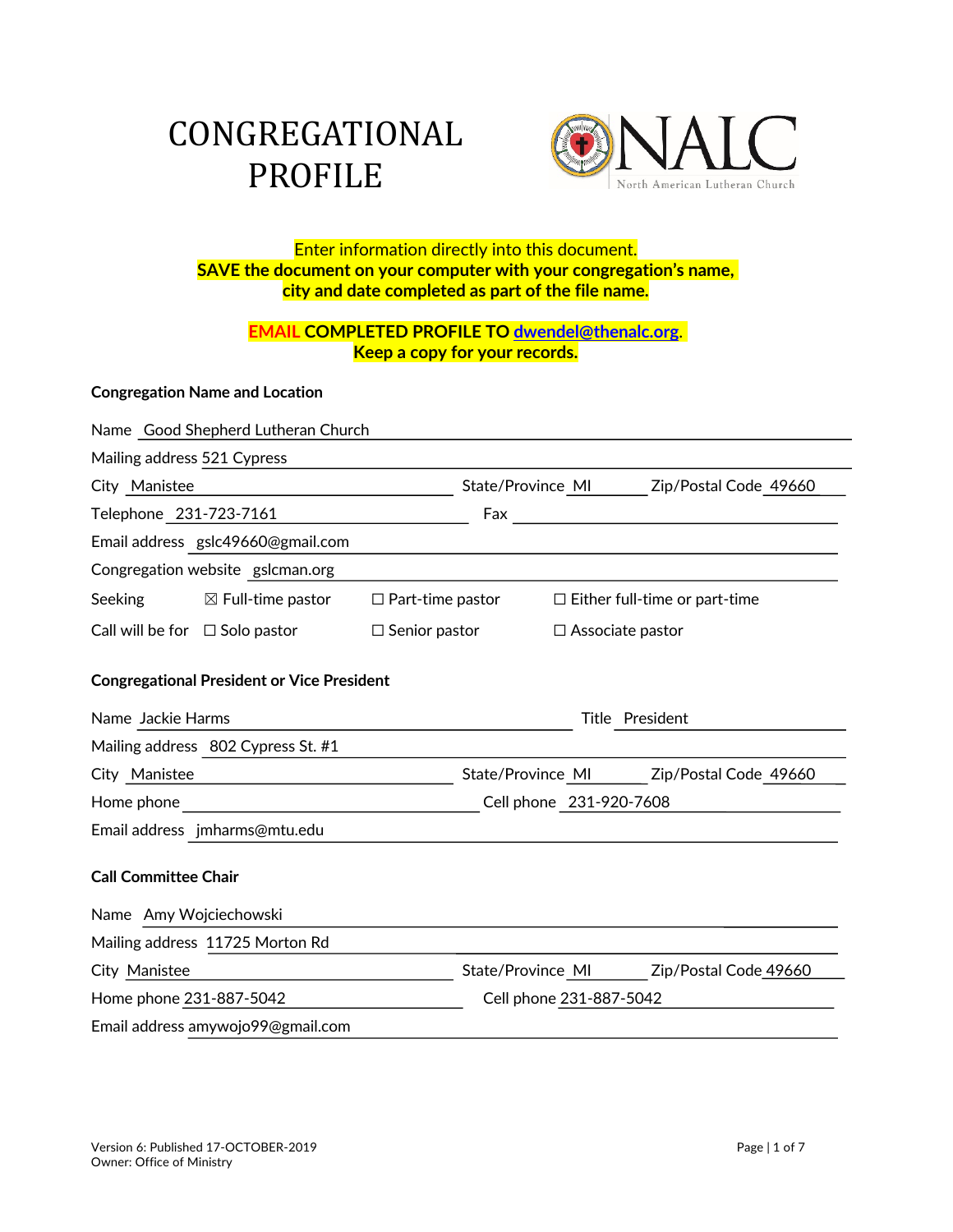# CONGREGATIONAL PROFILE

NALC
North American Lutheran Church

**Enter information directly into this document.**
**SAVE the document on your computer with your congregation's name, city and date completed as part of the file name.**

**EMAIL COMPLETED PROFILE TO [dwendel@thenalc.org](mailto:dwendel@thenalc.org). Keep a copy for your records.**

### Congregation Name and Location

Name: Good Shepherd Lutheran Church

Mailing address: 521 Cypress

City: Manistee State/Province: MI Zip/Postal Code: 49660

Telephone: 231-723-7161 Fax:

Email address: gslc49660@gmail.com

Congregation website: gslcman.org

Seeking ☒ Full-time pastor ☐ Part-time pastor ☐ Either full-time or part-time

Call will be for ☐ Solo pastor ☐ Senior pastor ☐ Associate pastor

### Congregational President or Vice President

Name: Jackie Harms Title: President

Mailing address: 802 Cypress St. #1

City: Manistee State/Province: MI Zip/Postal Code: 49660

Home phone: Cell phone: 231-920-7608

Email address: jmharms@mtu.edu

### Call Committee Chair

Name: Amy Wojciechowski

Mailing address: 11725 Morton Rd

City: Manistee State/Province: MI Zip/Postal Code: 49660

Home phone: 231-887-5042 Cell phone: 231-887-5042

Email address: amywojo99@gmail.com

Version 6: Published 17-OCTOBER-2019
Owner: Office of Ministry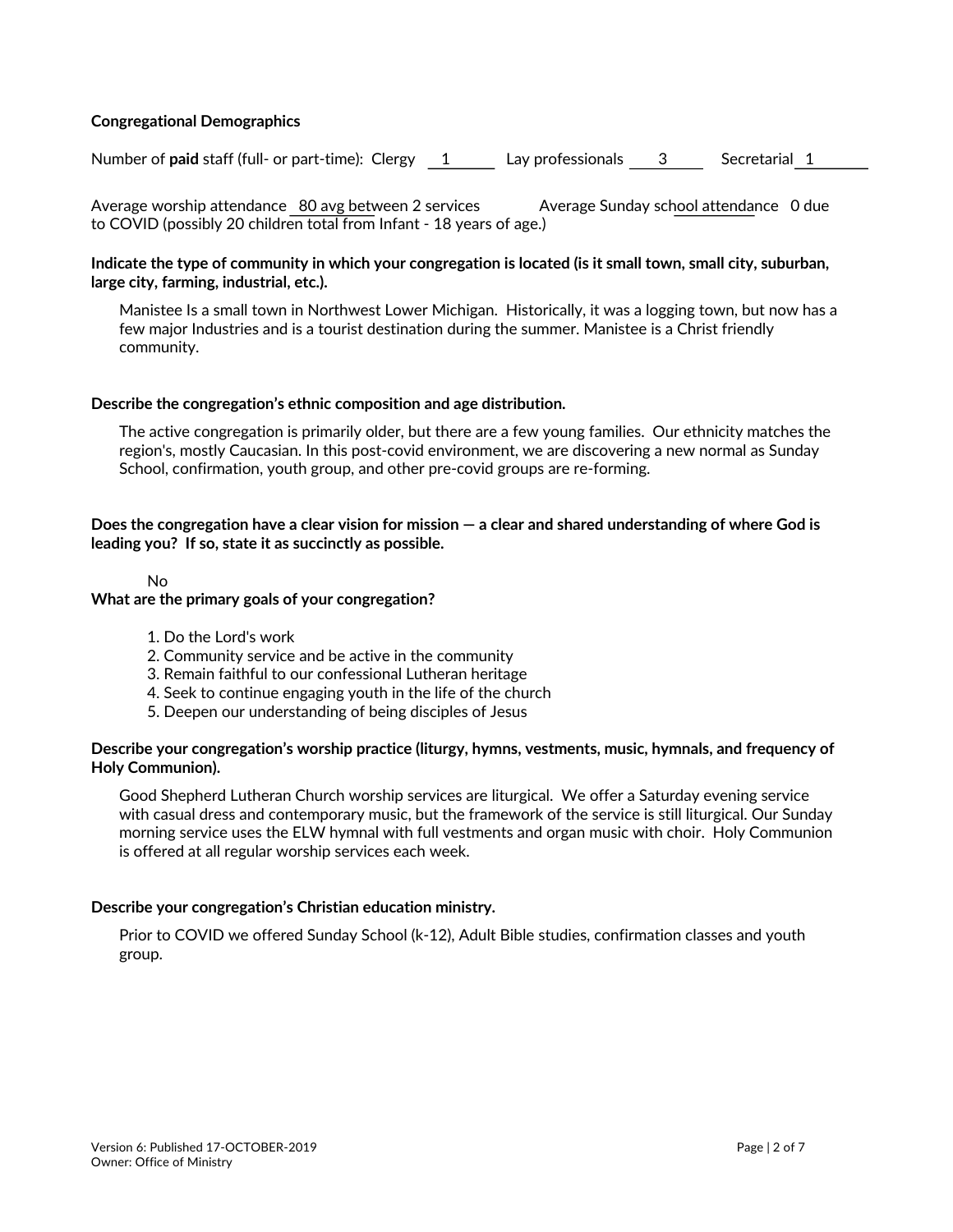**Congregational Demographics**

Number of **paid** staff (full- or part-time): Clergy 1 Lay professionals 3 Secretarial 1

Average worship attendance 80 avg between 2 services Average Sunday school attendance 0 due to COVID (possibly 20 children total from Infant - 18 years of age.)

**Indicate the type of community in which your congregation is located (is it small town, small city, suburban, large city, farming, industrial, etc.).**

Manistee Is a small town in Northwest Lower Michigan. Historically, it was a logging town, but now has a few major Industries and is a tourist destination during the summer. Manistee is a Christ friendly community.

**Describe the congregation's ethnic composition and age distribution.**

The active congregation is primarily older, but there are a few young families. Our ethnicity matches the region's, mostly Caucasian. In this post-covid environment, we are discovering a new normal as Sunday School, confirmation, youth group, and other pre-covid groups are re-forming.

**Does the congregation have a clear vision for mission — a clear and shared understanding of where God is leading you? If so, state it as succinctly as possible.**

No

**What are the primary goals of your congregation?**

1. Do the Lord's work
2. Community service and be active in the community
3. Remain faithful to our confessional Lutheran heritage
4. Seek to continue engaging youth in the life of the church
5. Deepen our understanding of being disciples of Jesus

**Describe your congregation's worship practice (liturgy, hymns, vestments, music, hymnals, and frequency of Holy Communion).**

Good Shepherd Lutheran Church worship services are liturgical. We offer a Saturday evening service with casual dress and contemporary music, but the framework of the service is still liturgical. Our Sunday morning service uses the ELW hymnal with full vestments and organ music with choir. Holy Communion is offered at all regular worship services each week.

**Describe your congregation's Christian education ministry.**

Prior to COVID we offered Sunday School (k-12), Adult Bible studies, confirmation classes and youth group.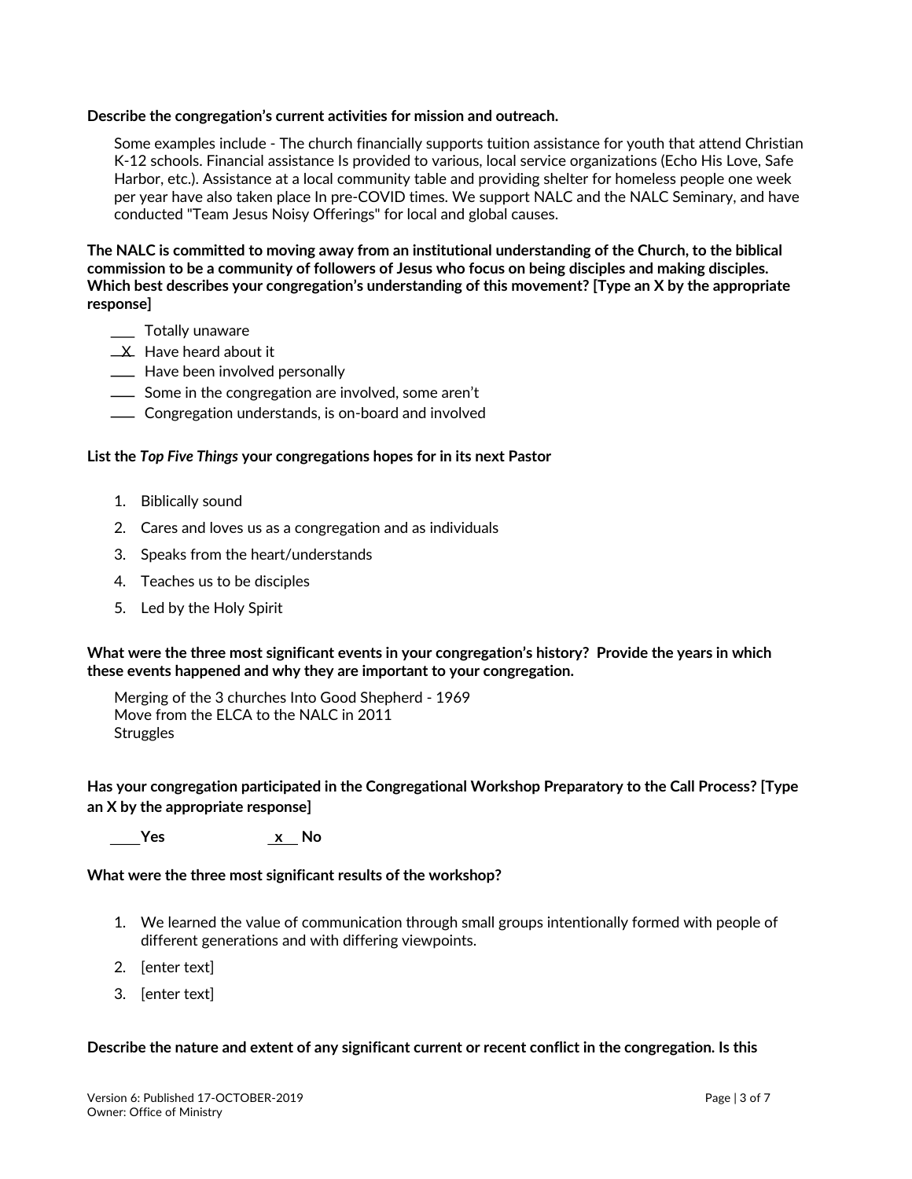**Describe the congregation's current activities for mission and outreach.**

Some examples include - The church financially supports tuition assistance for youth that attend Christian K-12 schools. Financial assistance Is provided to various, local service organizations (Echo His Love, Safe Harbor, etc.). Assistance at a local community table and providing shelter for homeless people one week per year have also taken place In pre-COVID times. We support NALC and the NALC Seminary, and have conducted "Team Jesus Noisy Offerings" for local and global causes.

**The NALC is committed to moving away from an institutional understanding of the Church, to the biblical commission to be a community of followers of Jesus who focus on being disciples and making disciples. Which best describes your congregation's understanding of this movement? [Type an X by the appropriate response]**

___ Totally unaware
_X_ Have heard about it
___ Have been involved personally
___ Some in the congregation are involved, some aren't
___ Congregation understands, is on-board and involved

**List the *Top Five Things* your congregations hopes for in its next Pastor**

1. Biblically sound
2. Cares and loves us as a congregation and as individuals
3. Speaks from the heart/understands
4. Teaches us to be disciples
5. Led by the Holy Spirit

**What were the three most significant events in your congregation's history? Provide the years in which these events happened and why they are important to your congregation.**

Merging of the 3 churches Into Good Shepherd - 1969
Move from the ELCA to the NALC in 2011
Struggles

**Has your congregation participated in the Congregational Workshop Preparatory to the Call Process? [Type an X by the appropriate response]**

____Yes _x__ No

**What were the three most significant results of the workshop?**

1. We learned the value of communication through small groups intentionally formed with people of different generations and with differing viewpoints.
2. [enter text]
3. [enter text]

**Describe the nature and extent of any significant current or recent conflict in the congregation. Is this**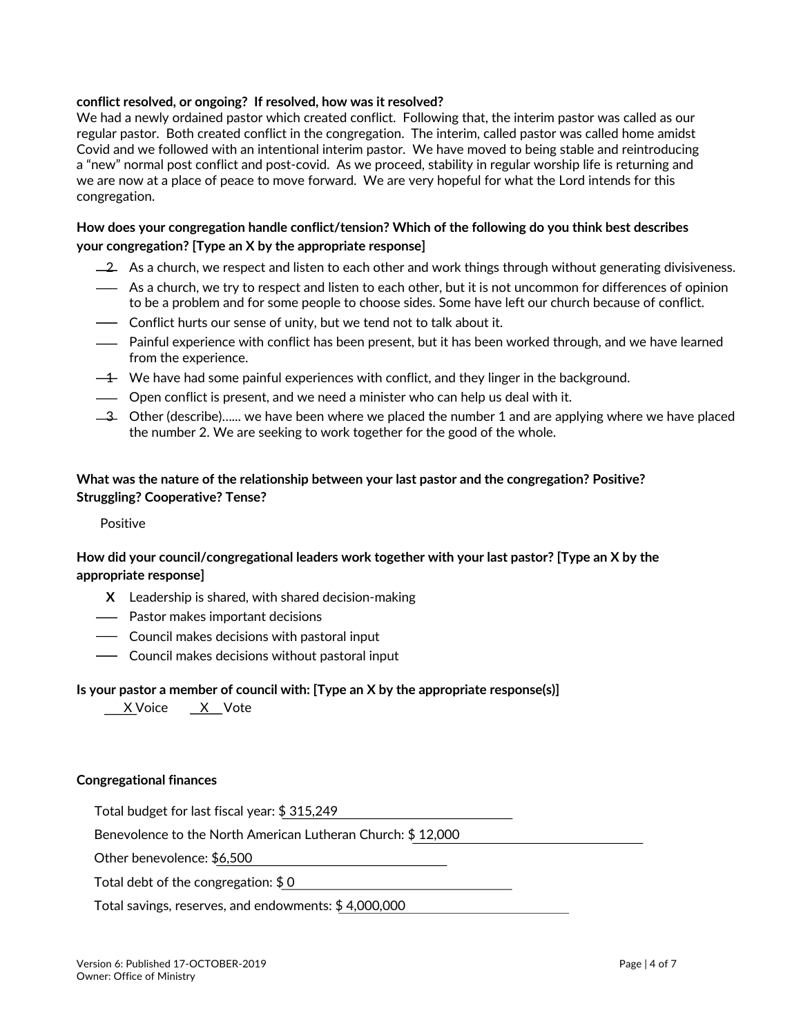**conflict resolved, or ongoing? If resolved, how was it resolved?**
We had a newly ordained pastor which created conflict. Following that, the interim pastor was called as our regular pastor. Both created conflict in the congregation. The interim, called pastor was called home amidst Covid and we followed with an intentional interim pastor. We have moved to being stable and reintroducing a "new" normal post conflict and post-covid. As we proceed, stability in regular worship life is returning and we are now at a place of peace to move forward. We are very hopeful for what the Lord intends for this congregation.

**How does your congregation handle conflict/tension? Which of the following do you think best describes your congregation? [Type an X by the appropriate response]**

- _2_ As a church, we respect and listen to each other and work things through without generating divisiveness.
- ___ As a church, we try to respect and listen to each other, but it is not uncommon for differences of opinion to be a problem and for some people to choose sides. Some have left our church because of conflict.
- ___ Conflict hurts our sense of unity, but we tend not to talk about it.
- ___ Painful experience with conflict has been present, but it has been worked through, and we have learned from the experience.
- _1_ We have had some painful experiences with conflict, and they linger in the background.
- ___ Open conflict is present, and we need a minister who can help us deal with it.
- _3_ Other (describe)…… we have been where we placed the number 1 and are applying where we have placed the number 2. We are seeking to work together for the good of the whole.

**What was the nature of the relationship between your last pastor and the congregation? Positive? Struggling? Cooperative? Tense?**

Positive

**How did your council/congregational leaders work together with your last pastor? [Type an X by the appropriate response]**

- X Leadership is shared, with shared decision-making
- ___ Pastor makes important decisions
- ___ Council makes decisions with pastoral input
- ___ Council makes decisions without pastoral input

**Is your pastor a member of council with: [Type an X by the appropriate response(s)]**

X Voice   X Vote

**Congregational finances**

Total budget for last fiscal year: $ 315,249

Benevolence to the North American Lutheran Church: $ 12,000

Other benevolence: $6,500

Total debt of the congregation: $ 0

Total savings, reserves, and endowments: $ 4,000,000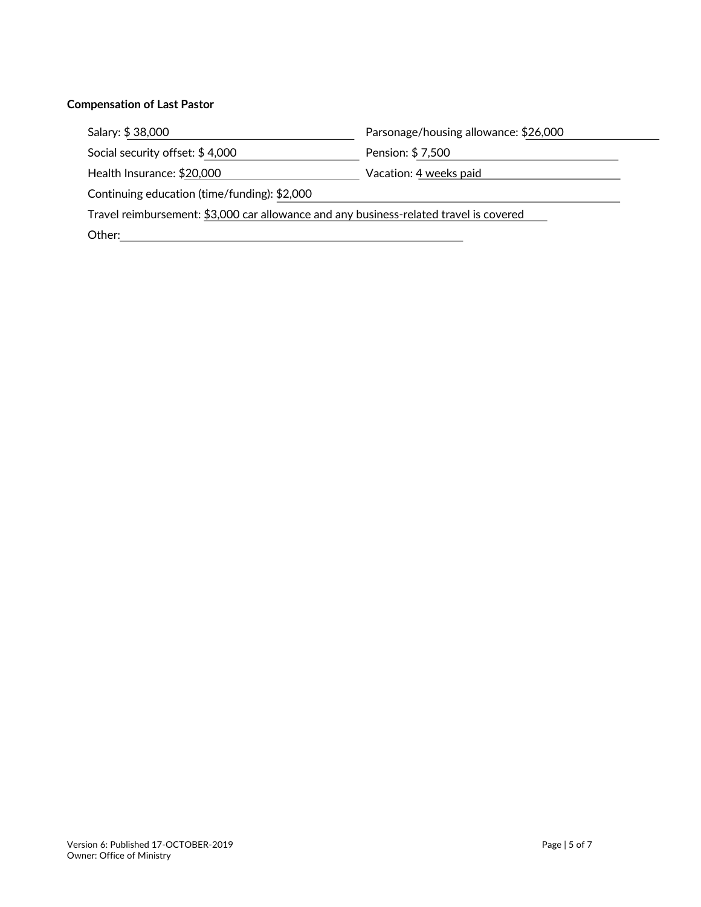**Compensation of Last Pastor**

Salary: $ 38,000

Parsonage/housing allowance: $26,000

Social security offset: $ 4,000

Pension: $ 7,500

Health Insurance: $20,000

Vacation: 4 weeks paid

Continuing education (time/funding): $2,000

Travel reimbursement: $3,000 car allowance and any business-related travel is covered

Other:

Version 6: Published 17-OCTOBER-2019
Owner: Office of Ministry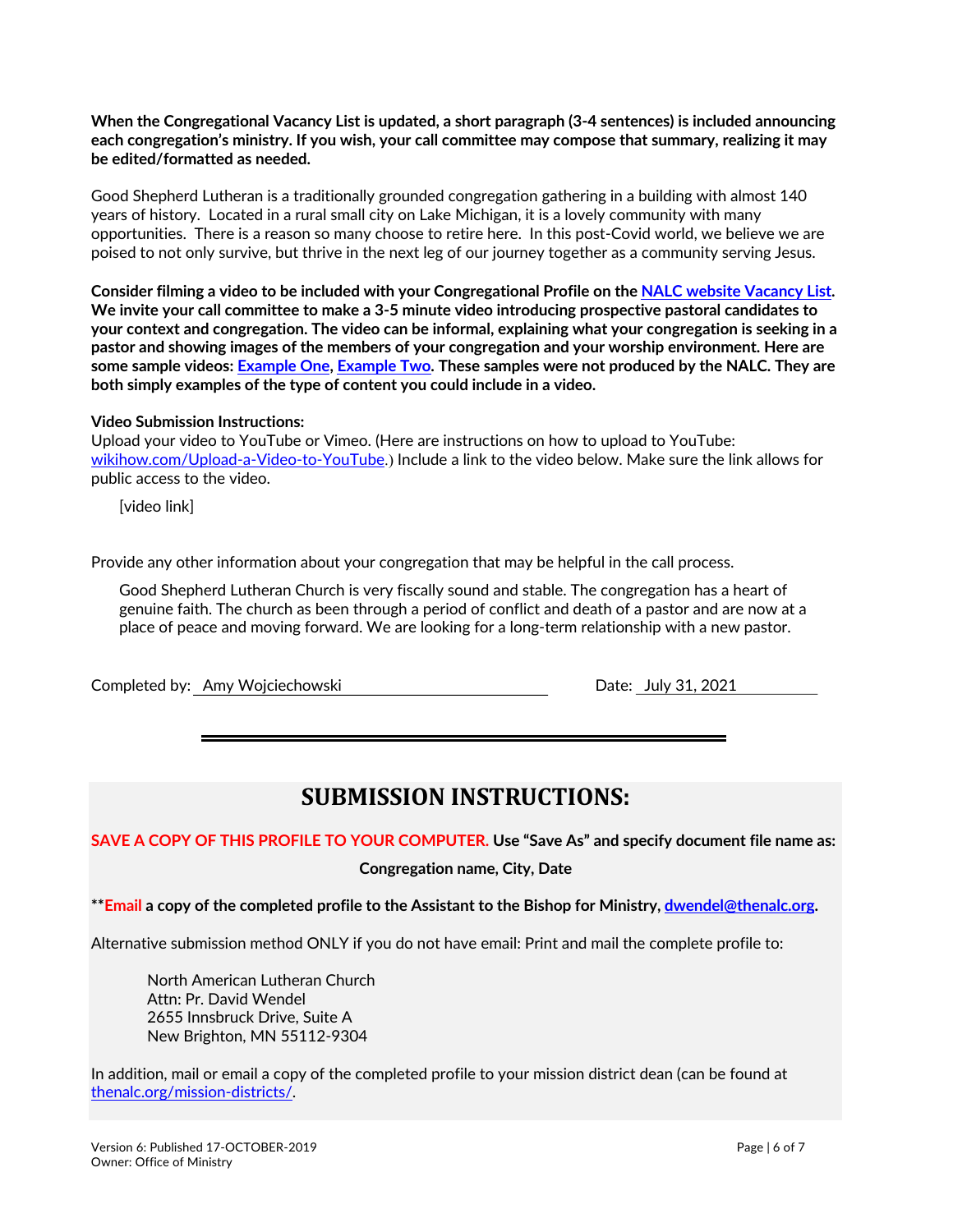**When the Congregational Vacancy List is updated, a short paragraph (3-4 sentences) is included announcing each congregation's ministry. If you wish, your call committee may compose that summary, realizing it may be edited/formatted as needed.**

Good Shepherd Lutheran is a traditionally grounded congregation gathering in a building with almost 140 years of history. Located in a rural small city on Lake Michigan, it is a lovely community with many opportunities. There is a reason so many choose to retire here. In this post-Covid world, we believe we are poised to not only survive, but thrive in the next leg of our journey together as a community serving Jesus.

**Consider filming a video to be included with your Congregational Profile on the NALC website Vacancy List. We invite your call committee to make a 3-5 minute video introducing prospective pastoral candidates to your context and congregation. The video can be informal, explaining what your congregation is seeking in a pastor and showing images of the members of your congregation and your worship environment. Here are some sample videos: Example One, Example Two. These samples were not produced by the NALC. They are both simply examples of the type of content you could include in a video.**

**Video Submission Instructions:**
Upload your video to YouTube or Vimeo. (Here are instructions on how to upload to YouTube: wikihow.com/Upload-a-Video-to-YouTube.) Include a link to the video below. Make sure the link allows for public access to the video.

[video link]

Provide any other information about your congregation that may be helpful in the call process.

Good Shepherd Lutheran Church is very fiscally sound and stable. The congregation has a heart of genuine faith. The church as been through a period of conflict and death of a pastor and are now at a place of peace and moving forward. We are looking for a long-term relationship with a new pastor.

Completed by: Amy Wojciechowski Date: July 31, 2021

---

# SUBMISSION INSTRUCTIONS:

**SAVE A COPY OF THIS PROFILE TO YOUR COMPUTER. Use "Save As" and specify document file name as:**

**Congregation name, City, Date**

****Email a copy of the completed profile to the Assistant to the Bishop for Ministry, dwendel@thenalc.org.**

Alternative submission method ONLY if you do not have email: Print and mail the complete profile to:

North American Lutheran Church
Attn: Pr. David Wendel
2655 Innsbruck Drive, Suite A
New Brighton, MN 55112-9304

In addition, mail or email a copy of the completed profile to your mission district dean (can be found at thenalc.org/mission-districts/.

Version 6: Published 17-OCTOBER-2019
Owner: Office of Ministry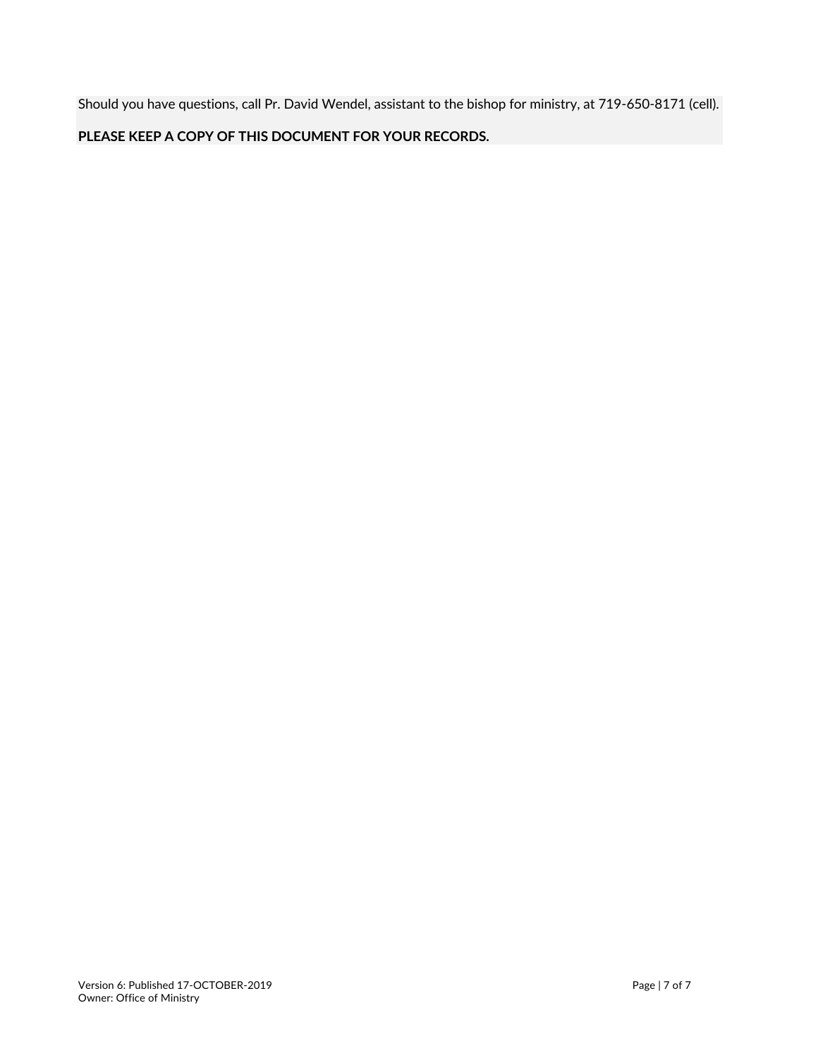Should you have questions, call Pr. David Wendel, assistant to the bishop for ministry, at 719-650-8171 (cell).

**PLEASE KEEP A COPY OF THIS DOCUMENT FOR YOUR RECORDS.**